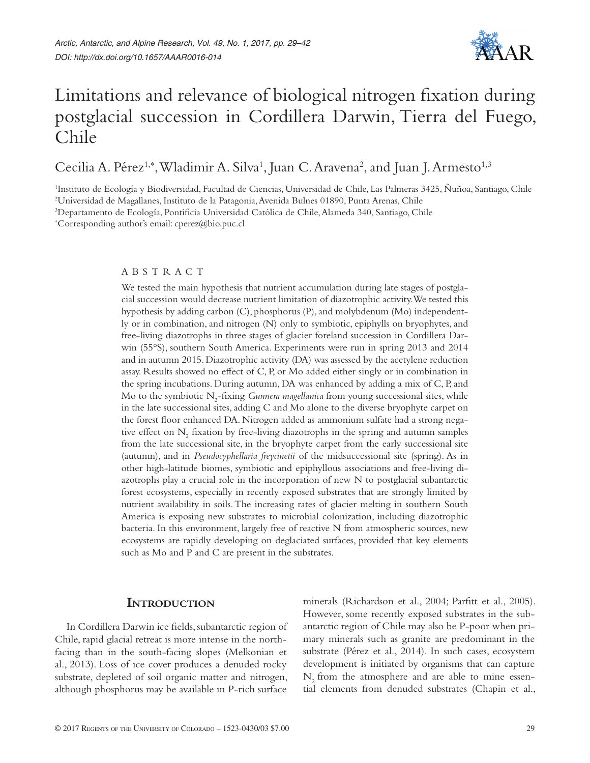# Limitations and relevance of biological nitrogen fixation during postglacial succession in Cordillera Darwin, Tierra del Fuego, Chile

Cecilia A. Pérez[1,*], Wladimir A. Silva[1], Juan C. Aravena[2], and Juan J. Armesto[1,3]

[1]Instituto de Ecología y Biodiversidad, Facultad de Ciencias, Universidad de Chile, Las Palmeras 3425, Ñuñoa, Santiago, Chile
[2]Universidad de Magallanes, Instituto de la Patagonia, Avenida Bulnes 01890, Punta Arenas, Chile
[3]Departamento de Ecología, Pontificia Universidad Católica de Chile, Alameda 340, Santiago, Chile
[*]Corresponding author's email: cperez@bio.puc.cl

## ABSTRACT

We tested the main hypothesis that nutrient accumulation during late stages of postglacial succession would decrease nutrient limitation of diazotrophic activity. We tested this hypothesis by adding carbon (C), phosphorus (P), and molybdenum (Mo) independently or in combination, and nitrogen (N) only to symbiotic, epiphylls on bryophytes, and free-living diazotrophs in three stages of glacier foreland succession in Cordillera Darwin (55°S), southern South America. Experiments were run in spring 2013 and 2014 and in autumn 2015. Diazotrophic activity (DA) was assessed by the acetylene reduction assay. Results showed no effect of C, P, or Mo added either singly or in combination in the spring incubations. During autumn, DA was enhanced by adding a mix of C, P, and Mo to the symbiotic $N_2$-fixing *Gunnera magellanica* from young successional sites, while in the late successional sites, adding C and Mo alone to the diverse bryophyte carpet on the forest floor enhanced DA. Nitrogen added as ammonium sulfate had a strong negative effect on $N_2$ fixation by free-living diazotrophs in the spring and autumn samples from the late successional site, in the bryophyte carpet from the early successional site (autumn), and in *Pseudocyphellaria freycinetii* of the midsuccessional site (spring). As in other high-latitude biomes, symbiotic and epiphyllous associations and free-living diazotrophs play a crucial role in the incorporation of new N to postglacial subantarctic forest ecosystems, especially in recently exposed substrates that are strongly limited by nutrient availability in soils. The increasing rates of glacier melting in southern South America is exposing new substrates to microbial colonization, including diazotrophic bacteria. In this environment, largely free of reactive N from atmospheric sources, new ecosystems are rapidly developing on deglaciated surfaces, provided that key elements such as Mo and P and C are present in the substrates.

## Introduction

In Cordillera Darwin ice fields, subantarctic region of Chile, rapid glacial retreat is more intense in the north-facing than in the south-facing slopes (Melkonian et al., 2013). Loss of ice cover produces a denuded rocky substrate, depleted of soil organic matter and nitrogen, although phosphorus may be available in P-rich surface minerals (Richardson et al., 2004; Parfitt et al., 2005). However, some recently exposed substrates in the subantarctic region of Chile may also be P-poor when primary minerals such as granite are predominant in the substrate (Pérez et al., 2014). In such cases, ecosystem development is initiated by organisms that can capture $N_2$ from the atmosphere and are able to mine essential elements from denuded substrates (Chapin et al.,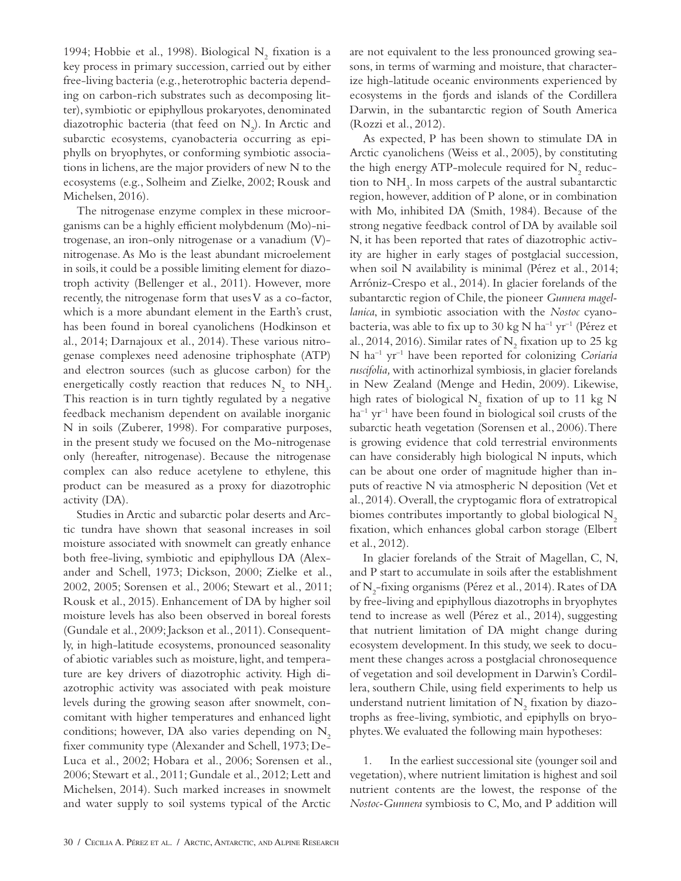1994; Hobbie et al., 1998). Biological $N_2$ fixation is a key process in primary succession, carried out by either free-living bacteria (e.g., heterotrophic bacteria depending on carbon-rich substrates such as decomposing litter), symbiotic or epiphyllous prokaryotes, denominated diazotrophic bacteria (that feed on $N_2$). In Arctic and subarctic ecosystems, cyanobacteria occurring as epiphylls on bryophytes, or conforming symbiotic associations in lichens, are the major providers of new N to the ecosystems (e.g., Solheim and Zielke, 2002; Rousk and Michelsen, 2016).

The nitrogenase enzyme complex in these microorganisms can be a highly efficient molybdenum (Mo)-nitrogenase, an iron-only nitrogenase or a vanadium (V)-nitrogenase. As Mo is the least abundant microelement in soils, it could be a possible limiting element for diazotroph activity (Bellenger et al., 2011). However, more recently, the nitrogenase form that uses V as a co-factor, which is a more abundant element in the Earth's crust, has been found in boreal cyanolichens (Hodkinson et al., 2014; Darnajoux et al., 2014). These various nitrogenase complexes need adenosine triphosphate (ATP) and electron sources (such as glucose carbon) for the energetically costly reaction that reduces $N_2$ to $NH_3$. This reaction is in turn tightly regulated by a negative feedback mechanism dependent on available inorganic N in soils (Zuberer, 1998). For comparative purposes, in the present study we focused on the Mo-nitrogenase only (hereafter, nitrogenase). Because the nitrogenase complex can also reduce acetylene to ethylene, this product can be measured as a proxy for diazotrophic activity (DA).

Studies in Arctic and subarctic polar deserts and Arctic tundra have shown that seasonal increases in soil moisture associated with snowmelt can greatly enhance both free-living, symbiotic and epiphyllous DA (Alexander and Schell, 1973; Dickson, 2000; Zielke et al., 2002, 2005; Sorensen et al., 2006; Stewart et al., 2011; Rousk et al., 2015). Enhancement of DA by higher soil moisture levels has also been observed in boreal forests (Gundale et al., 2009; Jackson et al., 2011). Consequently, in high-latitude ecosystems, pronounced seasonality of abiotic variables such as moisture, light, and temperature are key drivers of diazotrophic activity. High diazotrophic activity was associated with peak moisture levels during the growing season after snowmelt, concomitant with higher temperatures and enhanced light conditions; however, DA also varies depending on $N_2$ fixer community type (Alexander and Schell, 1973; DeLuca et al., 2002; Hobara et al., 2006; Sorensen et al., 2006; Stewart et al., 2011; Gundale et al., 2012; Lett and Michelsen, 2014). Such marked increases in snowmelt and water supply to soil systems typical of the Arctic are not equivalent to the less pronounced growing seasons, in terms of warming and moisture, that characterize high-latitude oceanic environments experienced by ecosystems in the fjords and islands of the Cordillera Darwin, in the subantarctic region of South America (Rozzi et al., 2012).

As expected, P has been shown to stimulate DA in Arctic cyanolichens (Weiss et al., 2005), by constituting the high energy ATP-molecule required for $N_2$ reduction to $NH_3$. In moss carpets of the austral subantarctic region, however, addition of P alone, or in combination with Mo, inhibited DA (Smith, 1984). Because of the strong negative feedback control of DA by available soil N, it has been reported that rates of diazotrophic activity are higher in early stages of postglacial succession, when soil N availability is minimal (Pérez et al., 2014; Arróniz-Crespo et al., 2014). In glacier forelands of the subantarctic region of Chile, the pioneer *Gunnera magellanica*, in symbiotic association with the *Nostoc* cyanobacteria, was able to fix up to 30 kg N $ha^{-1}$ $yr^{-1}$ (Pérez et al., 2014, 2016). Similar rates of $N_2$ fixation up to 25 kg N $ha^{-1}$ $yr^{-1}$ have been reported for colonizing *Coriaria ruscifolia,* with actinorhizal symbiosis, in glacier forelands in New Zealand (Menge and Hedin, 2009). Likewise, high rates of biological $N_2$ fixation of up to 11 kg N $ha^{-1}$ $yr^{-1}$ have been found in biological soil crusts of the subarctic heath vegetation (Sorensen et al., 2006). There is growing evidence that cold terrestrial environments can have considerably high biological N inputs, which can be about one order of magnitude higher than inputs of reactive N via atmospheric N deposition (Vet et al., 2014). Overall, the cryptogamic flora of extratropical biomes contributes importantly to global biological $N_2$ fixation, which enhances global carbon storage (Elbert et al., 2012).

In glacier forelands of the Strait of Magellan, C, N, and P start to accumulate in soils after the establishment of $N_2$-fixing organisms (Pérez et al., 2014). Rates of DA by free-living and epiphyllous diazotrophs in bryophytes tend to increase as well (Pérez et al., 2014), suggesting that nutrient limitation of DA might change during ecosystem development. In this study, we seek to document these changes across a postglacial chronosequence of vegetation and soil development in Darwin's Cordillera, southern Chile, using field experiments to help us understand nutrient limitation of $N_2$ fixation by diazotrophs as free-living, symbiotic, and epiphylls on bryophytes. We evaluated the following main hypotheses:

1. In the earliest successional site (younger soil and vegetation), where nutrient limitation is highest and soil nutrient contents are the lowest, the response of the *Nostoc-Gunnera* symbiosis to C, Mo, and P addition will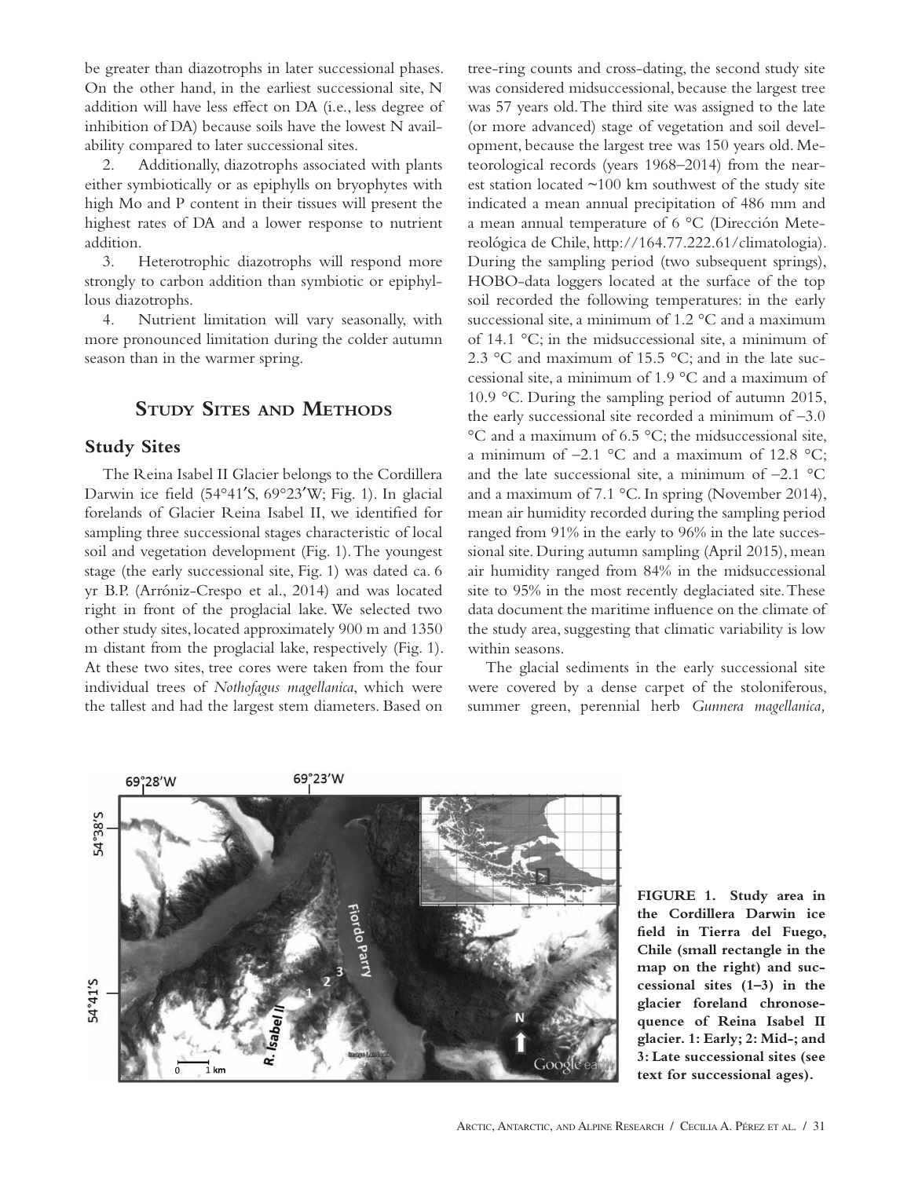be greater than diazotrophs in later successional phases. On the other hand, in the earliest successional site, N addition will have less effect on DA (i.e., less degree of inhibition of DA) because soils have the lowest N availability compared to later successional sites.

2. Additionally, diazotrophs associated with plants either symbiotically or as epiphylls on bryophytes with high Mo and P content in their tissues will present the highest rates of DA and a lower response to nutrient addition.

3. Heterotrophic diazotrophs will respond more strongly to carbon addition than symbiotic or epiphyllous diazotrophs.

4. Nutrient limitation will vary seasonally, with more pronounced limitation during the colder autumn season than in the warmer spring.

## Study Sites and Methods

### Study Sites

The Reina Isabel II Glacier belongs to the Cordillera Darwin ice field (54°41′S, 69°23′W; Fig. 1). In glacial forelands of Glacier Reina Isabel II, we identified for sampling three successional stages characteristic of local soil and vegetation development (Fig. 1). The youngest stage (the early successional site, Fig. 1) was dated ca. 6 yr B.P. (Arróniz-Crespo et al., 2014) and was located right in front of the proglacial lake. We selected two other study sites, located approximately 900 m and 1350 m distant from the proglacial lake, respectively (Fig. 1). At these two sites, tree cores were taken from the four individual trees of *Nothofagus magellanica*, which were the tallest and had the largest stem diameters. Based on tree-ring counts and cross-dating, the second study site was considered midsuccessional, because the largest tree was 57 years old. The third site was assigned to the late (or more advanced) stage of vegetation and soil development, because the largest tree was 150 years old. Meteorological records (years 1968–2014) from the nearest station located ~100 km southwest of the study site indicated a mean annual precipitation of 486 mm and a mean annual temperature of 6 °C (Dirección Metereológica de Chile, http://164.77.222.61/climatologia). During the sampling period (two subsequent springs), HOBO-data loggers located at the surface of the top soil recorded the following temperatures: in the early successional site, a minimum of 1.2 °C and a maximum of 14.1 °C; in the midsuccessional site, a minimum of 2.3 °C and maximum of 15.5 °C; and in the late successional site, a minimum of 1.9 °C and a maximum of 10.9 °C. During the sampling period of autumn 2015, the early successional site recorded a minimum of −3.0 °C and a maximum of 6.5 °C; the midsuccessional site, a minimum of −2.1 °C and a maximum of 12.8 °C; and the late successional site, a minimum of −2.1 °C and a maximum of 7.1 °C. In spring (November 2014), mean air humidity recorded during the sampling period ranged from 91% in the early to 96% in the late successional site. During autumn sampling (April 2015), mean air humidity ranged from 84% in the midsuccessional site to 95% in the most recently deglaciated site. These data document the maritime influence on the climate of the study area, suggesting that climatic variability is low within seasons.

The glacial sediments in the early successional site were covered by a dense carpet of the stoloniferous, summer green, perennial herb *Gunnera magellanica,*

**FIGURE 1. Study area in the Cordillera Darwin ice field in Tierra del Fuego, Chile (small rectangle in the map on the right) and successional sites (1–3) in the glacier foreland chronosequence of Reina Isabel II glacier. 1: Early; 2: Mid-; and 3: Late successional sites (see text for successional ages).**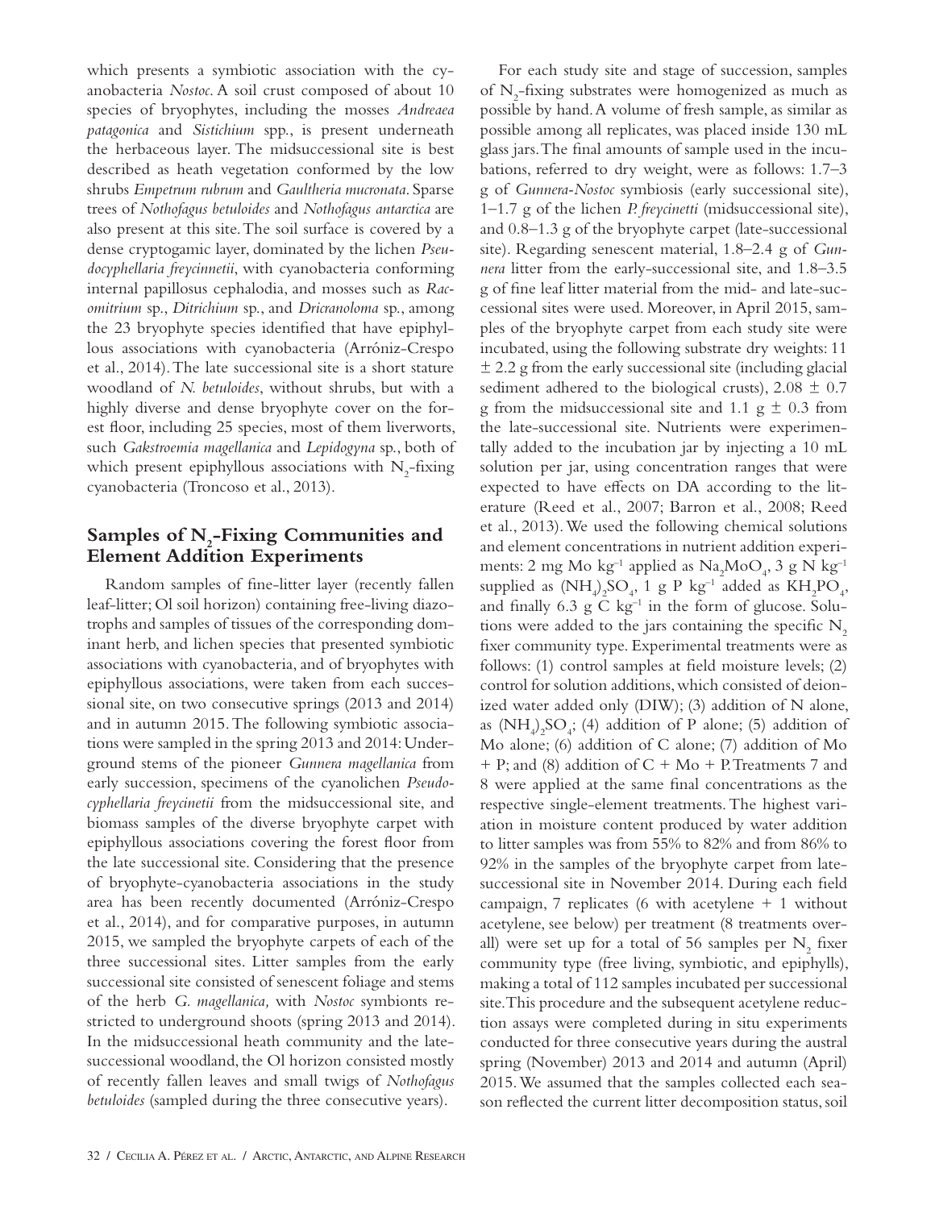which presents a symbiotic association with the cyanobacteria *Nostoc*. A soil crust composed of about 10 species of bryophytes, including the mosses *Andreaea patagonica* and *Sistichium* spp., is present underneath the herbaceous layer. The midsuccessional site is best described as heath vegetation conformed by the low shrubs *Empetrum rubrum* and *Gaultheria mucronata*. Sparse trees of *Nothofagus betuloides* and *Nothofagus antarctica* are also present at this site. The soil surface is covered by a dense cryptogamic layer, dominated by the lichen *Pseudocyphellaria freycinnetii*, with cyanobacteria conforming internal papillosus cephalodia, and mosses such as *Racomitrium* sp., *Ditrichium* sp., and *Dricranoloma* sp., among the 23 bryophyte species identified that have epiphyllous associations with cyanobacteria (Arróniz-Crespo et al., 2014). The late successional site is a short stature woodland of *N. betuloides*, without shrubs, but with a highly diverse and dense bryophyte cover on the forest floor, including 25 species, most of them liverworts, such *Gakstroemia magellanica* and *Lepidogyna* sp., both of which present epiphyllous associations with $N_2$-fixing cyanobacteria (Troncoso et al., 2013).

## Samples of $N_2$-Fixing Communities and Element Addition Experiments

Random samples of fine-litter layer (recently fallen leaf-litter; Ol soil horizon) containing free-living diazotrophs and samples of tissues of the corresponding dominant herb, and lichen species that presented symbiotic associations with cyanobacteria, and of bryophytes with epiphyllous associations, were taken from each successional site, on two consecutive springs (2013 and 2014) and in autumn 2015. The following symbiotic associations were sampled in the spring 2013 and 2014: Underground stems of the pioneer *Gunnera magellanica* from early succession, specimens of the cyanolichen *Pseudocyphellaria freycinetii* from the midsuccessional site, and biomass samples of the diverse bryophyte carpet with epiphyllous associations covering the forest floor from the late successional site. Considering that the presence of bryophyte-cyanobacteria associations in the study area has been recently documented (Arróniz-Crespo et al., 2014), and for comparative purposes, in autumn 2015, we sampled the bryophyte carpets of each of the three successional sites. Litter samples from the early successional site consisted of senescent foliage and stems of the herb *G. magellanica,* with *Nostoc* symbionts restricted to underground shoots (spring 2013 and 2014). In the midsuccessional heath community and the late-successional woodland, the Ol horizon consisted mostly of recently fallen leaves and small twigs of *Nothofagus betuloides* (sampled during the three consecutive years).

For each study site and stage of succession, samples of $N_2$-fixing substrates were homogenized as much as possible by hand. A volume of fresh sample, as similar as possible among all replicates, was placed inside 130 mL glass jars. The final amounts of sample used in the incubations, referred to dry weight, were as follows: 1.7–3 g of *Gunnera-Nostoc* symbiosis (early successional site), 1–1.7 g of the lichen *P. freycinetti* (midsuccessional site), and 0.8–1.3 g of the bryophyte carpet (late-successional site). Regarding senescent material, 1.8–2.4 g of *Gunnera* litter from the early-successional site, and 1.8–3.5 g of fine leaf litter material from the mid- and late-successional sites were used. Moreover, in April 2015, samples of the bryophyte carpet from each study site were incubated, using the following substrate dry weights: 11 $\pm$ 2.2 g from the early successional site (including glacial sediment adhered to the biological crusts), 2.08 $\pm$ 0.7 g from the midsuccessional site and 1.1 g $\pm$ 0.3 from the late-successional site. Nutrients were experimentally added to the incubation jar by injecting a 10 mL solution per jar, using concentration ranges that were expected to have effects on DA according to the literature (Reed et al., 2007; Barron et al., 2008; Reed et al., 2013). We used the following chemical solutions and element concentrations in nutrient addition experiments: 2 mg Mo kg$^{-1}$ applied as $Na_2MoO_4$, 3 g N kg$^{-1}$ supplied as $(NH_4)_2SO_4$, 1 g P kg$^{-1}$ added as $KH_2PO_4$, and finally 6.3 g C kg$^{-1}$ in the form of glucose. Solutions were added to the jars containing the specific $N_2$ fixer community type. Experimental treatments were as follows: (1) control samples at field moisture levels; (2) control for solution additions, which consisted of deionized water added only (DIW); (3) addition of N alone, as $(NH_4)_2SO_4$; (4) addition of P alone; (5) addition of Mo alone; (6) addition of C alone; (7) addition of Mo + P; and (8) addition of C + Mo + P. Treatments 7 and 8 were applied at the same final concentrations as the respective single-element treatments. The highest variation in moisture content produced by water addition to litter samples was from 55% to 82% and from 86% to 92% in the samples of the bryophyte carpet from late-successional site in November 2014. During each field campaign, 7 replicates (6 with acetylene + 1 without acetylene, see below) per treatment (8 treatments overall) were set up for a total of 56 samples per $N_2$ fixer community type (free living, symbiotic, and epiphylls), making a total of 112 samples incubated per successional site. This procedure and the subsequent acetylene reduction assays were completed during in situ experiments conducted for three consecutive years during the austral spring (November) 2013 and 2014 and autumn (April) 2015. We assumed that the samples collected each season reflected the current litter decomposition status, soil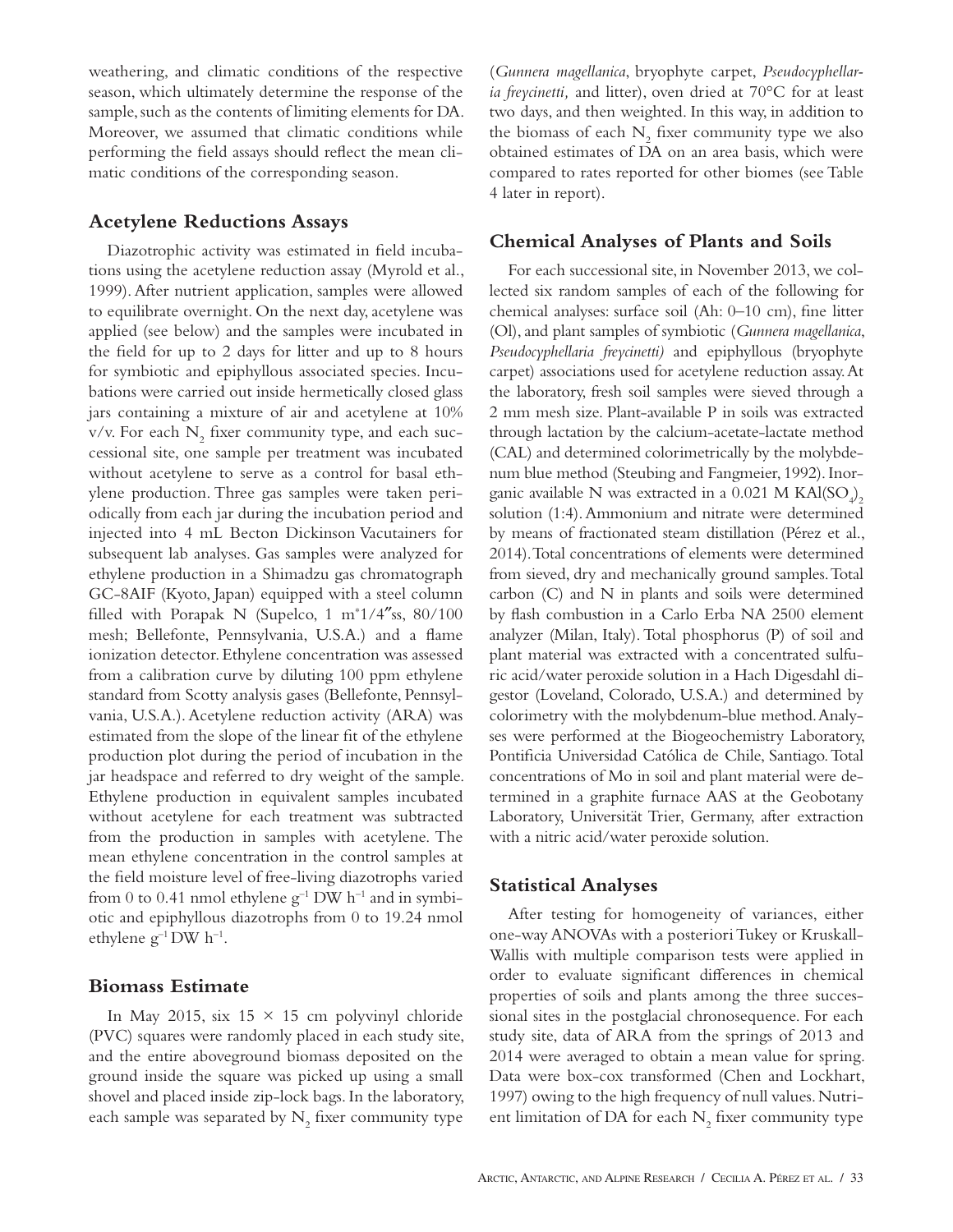weathering, and climatic conditions of the respective season, which ultimately determine the response of the sample, such as the contents of limiting elements for DA. Moreover, we assumed that climatic conditions while performing the field assays should reflect the mean climatic conditions of the corresponding season.

## Acetylene Reductions Assays

Diazotrophic activity was estimated in field incubations using the acetylene reduction assay (Myrold et al., 1999). After nutrient application, samples were allowed to equilibrate overnight. On the next day, acetylene was applied (see below) and the samples were incubated in the field for up to 2 days for litter and up to 8 hours for symbiotic and epiphyllous associated species. Incubations were carried out inside hermetically closed glass jars containing a mixture of air and acetylene at 10% v/v. For each $N_2$ fixer community type, and each successional site, one sample per treatment was incubated without acetylene to serve as a control for basal ethylene production. Three gas samples were taken periodically from each jar during the incubation period and injected into 4 mL Becton Dickinson Vacutainers for subsequent lab analyses. Gas samples were analyzed for ethylene production in a Shimadzu gas chromatograph GC-8AIF (Kyoto, Japan) equipped with a steel column filled with Porapak N (Supelco, 1 m*1/4″ss, 80/100 mesh; Bellefonte, Pennsylvania, U.S.A.) and a flame ionization detector. Ethylene concentration was assessed from a calibration curve by diluting 100 ppm ethylene standard from Scotty analysis gases (Bellefonte, Pennsylvania, U.S.A.). Acetylene reduction activity (ARA) was estimated from the slope of the linear fit of the ethylene production plot during the period of incubation in the jar headspace and referred to dry weight of the sample. Ethylene production in equivalent samples incubated without acetylene for each treatment was subtracted from the production in samples with acetylene. The mean ethylene concentration in the control samples at the field moisture level of free-living diazotrophs varied from 0 to 0.41 nmol ethylene $g^{-1}$ DW $h^{-1}$ and in symbiotic and epiphyllous diazotrophs from 0 to 19.24 nmol ethylene $g^{-1}$ DW $h^{-1}$.

## Biomass Estimate

In May 2015, six 15 × 15 cm polyvinyl chloride (PVC) squares were randomly placed in each study site, and the entire aboveground biomass deposited on the ground inside the square was picked up using a small shovel and placed inside zip-lock bags. In the laboratory, each sample was separated by $N_2$ fixer community type (*Gunnera magellanica*, bryophyte carpet, *Pseudocyphellaria freycinetti,* and litter), oven dried at 70°C for at least two days, and then weighted. In this way, in addition to the biomass of each $N_2$ fixer community type we also obtained estimates of DA on an area basis, which were compared to rates reported for other biomes (see Table 4 later in report).

## Chemical Analyses of Plants and Soils

For each successional site, in November 2013, we collected six random samples of each of the following for chemical analyses: surface soil (Ah: 0–10 cm), fine litter (Ol), and plant samples of symbiotic (*Gunnera magellanica*, *Pseudocyphellaria freycinetti)* and epiphyllous (bryophyte carpet) associations used for acetylene reduction assay. At the laboratory, fresh soil samples were sieved through a 2 mm mesh size. Plant-available P in soils was extracted through lactation by the calcium-acetate-lactate method (CAL) and determined colorimetrically by the molybdenum blue method (Steubing and Fangmeier, 1992). Inorganic available N was extracted in a 0.021 M $KAl(SO_4)_2$ solution (1:4). Ammonium and nitrate were determined by means of fractionated steam distillation (Pérez et al., 2014). Total concentrations of elements were determined from sieved, dry and mechanically ground samples. Total carbon (C) and N in plants and soils were determined by flash combustion in a Carlo Erba NA 2500 element analyzer (Milan, Italy). Total phosphorus (P) of soil and plant material was extracted with a concentrated sulfuric acid/water peroxide solution in a Hach Digesdahl digestor (Loveland, Colorado, U.S.A.) and determined by colorimetry with the molybdenum-blue method. Analyses were performed at the Biogeochemistry Laboratory, Pontificia Universidad Católica de Chile, Santiago. Total concentrations of Mo in soil and plant material were determined in a graphite furnace AAS at the Geobotany Laboratory, Universität Trier, Germany, after extraction with a nitric acid/water peroxide solution.

## Statistical Analyses

After testing for homogeneity of variances, either one-way ANOVAs with a posteriori Tukey or Kruskall-Wallis with multiple comparison tests were applied in order to evaluate significant differences in chemical properties of soils and plants among the three successional sites in the postglacial chronosequence. For each study site, data of ARA from the springs of 2013 and 2014 were averaged to obtain a mean value for spring. Data were box-cox transformed (Chen and Lockhart, 1997) owing to the high frequency of null values. Nutrient limitation of DA for each $N_2$ fixer community type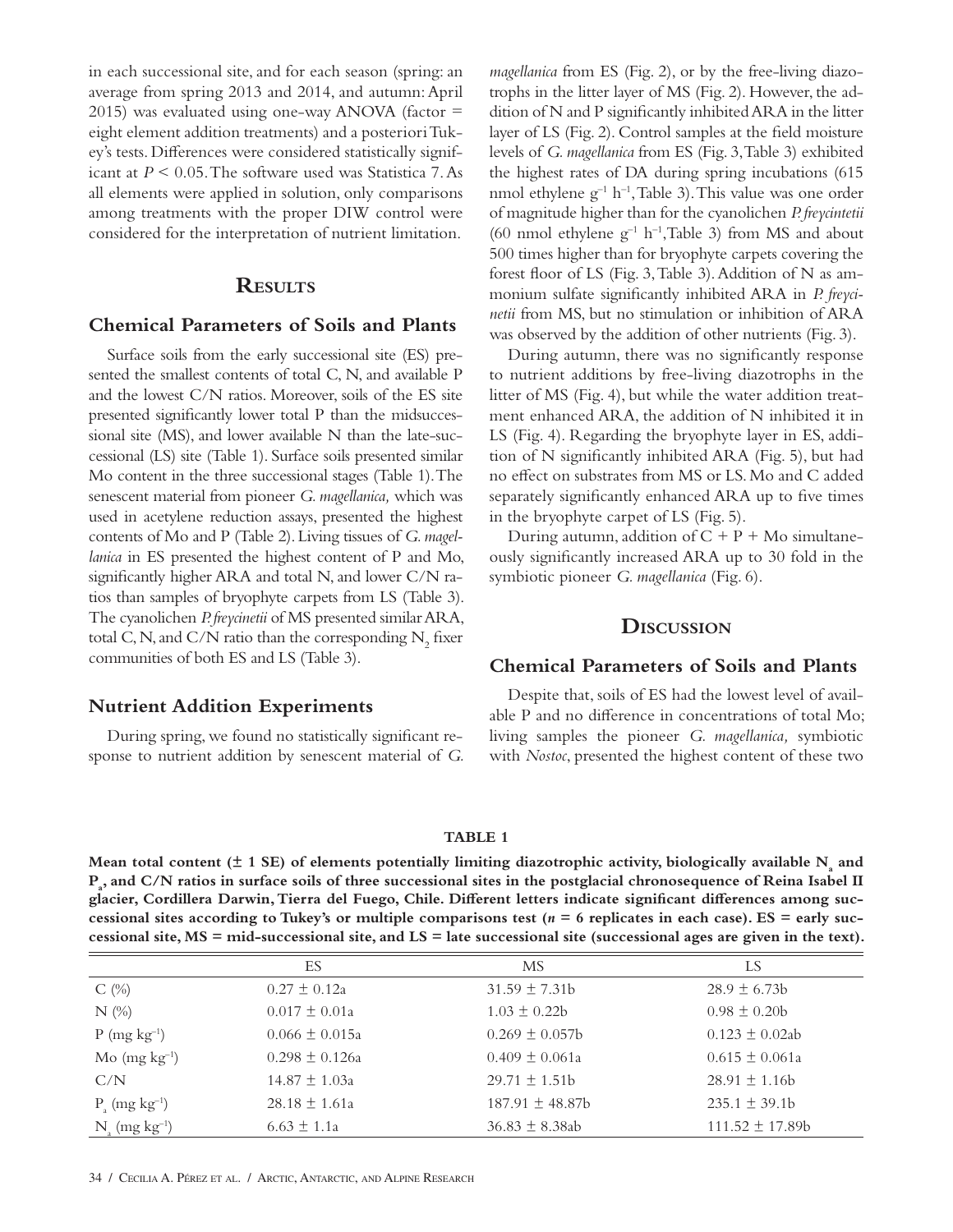in each successional site, and for each season (spring: an average from spring 2013 and 2014, and autumn: April 2015) was evaluated using one-way ANOVA (factor = eight element addition treatments) and a posteriori Tukey's tests. Differences were considered statistically significant at $P < 0.05$. The software used was Statistica 7. As all elements were applied in solution, only comparisons among treatments with the proper DIW control were considered for the interpretation of nutrient limitation.

## Results

### Chemical Parameters of Soils and Plants

Surface soils from the early successional site (ES) presented the smallest contents of total C, N, and available P and the lowest C/N ratios. Moreover, soils of the ES site presented significantly lower total P than the midsuccessional site (MS), and lower available N than the late-successional (LS) site (Table 1). Surface soils presented similar Mo content in the three successional stages (Table 1). The senescent material from pioneer *G. magellanica,* which was used in acetylene reduction assays, presented the highest contents of Mo and P (Table 2). Living tissues of *G. magellanica* in ES presented the highest content of P and Mo, significantly higher ARA and total N, and lower C/N ratios than samples of bryophyte carpets from LS (Table 3). The cyanolichen *P. freycinetii* of MS presented similar ARA, total C, N, and C/N ratio than the corresponding $N_2$ fixer communities of both ES and LS (Table 3).

### Nutrient Addition Experiments

During spring, we found no statistically significant response to nutrient addition by senescent material of *G. magellanica* from ES (Fig. 2), or by the free-living diazotrophs in the litter layer of MS (Fig. 2). However, the addition of N and P significantly inhibited ARA in the litter layer of LS (Fig. 2). Control samples at the field moisture levels of *G. magellanica* from ES (Fig. 3, Table 3) exhibited the highest rates of DA during spring incubations (615 nmol ethylene $g^{-1}$ $h^{-1}$, Table 3). This value was one order of magnitude higher than for the cyanolichen *P. freycintetii* (60 nmol ethylene $g^{-1}$ $h^{-1}$, Table 3) from MS and about 500 times higher than for bryophyte carpets covering the forest floor of LS (Fig. 3, Table 3). Addition of N as ammonium sulfate significantly inhibited ARA in *P. freycinetii* from MS, but no stimulation or inhibition of ARA was observed by the addition of other nutrients (Fig. 3).

During autumn, there was no significantly response to nutrient additions by free-living diazotrophs in the litter of MS (Fig. 4), but while the water addition treatment enhanced ARA, the addition of N inhibited it in LS (Fig. 4). Regarding the bryophyte layer in ES, addition of N significantly inhibited ARA (Fig. 5), but had no effect on substrates from MS or LS. Mo and C added separately significantly enhanced ARA up to five times in the bryophyte carpet of LS (Fig. 5).

During autumn, addition of C + P + Mo simultaneously significantly increased ARA up to 30 fold in the symbiotic pioneer *G. magellanica* (Fig. 6).

## Discussion

### Chemical Parameters of Soils and Plants

Despite that, soils of ES had the lowest level of available P and no difference in concentrations of total Mo; living samples the pioneer *G. magellanica,* symbiotic with *Nostoc*, presented the highest content of these two

**TABLE 1**

**Mean total content (± 1 SE) of elements potentially limiting diazotrophic activity, biologically available $N_a$ and $P_a$, and C/N ratios in surface soils of three successional sites in the postglacial chronosequence of Reina Isabel II glacier, Cordillera Darwin, Tierra del Fuego, Chile. Different letters indicate significant differences among successional sites according to Tukey's or multiple comparisons test ($n$ = 6 replicates in each case). ES = early successional site, MS = mid-successional site, and LS = late successional site (successional ages are given in the text).**

| | ES | MS | LS |
|---|---|---|---|
| C (%) | 0.27 ± 0.12a | 31.59 ± 7.31b | 28.9 ± 6.73b |
| N (%) | 0.017 ± 0.01a | 1.03 ± 0.22b | 0.98 ± 0.20b |
| P (mg $kg^{-1}$) | 0.066 ± 0.015a | 0.269 ± 0.057b | 0.123 ± 0.02ab |
| Mo (mg $kg^{-1}$) | 0.298 ± 0.126a | 0.409 ± 0.061a | 0.615 ± 0.061a |
| C/N | 14.87 ± 1.03a | 29.71 ± 1.51b | 28.91 ± 1.16b |
| $P_a$ (mg $kg^{-1}$) | 28.18 ± 1.61a | 187.91 ± 48.87b | 235.1 ± 39.1b |
| $N_a$ (mg $kg^{-1}$) | 6.63 ± 1.1a | 36.83 ± 8.38ab | 111.52 ± 17.89b |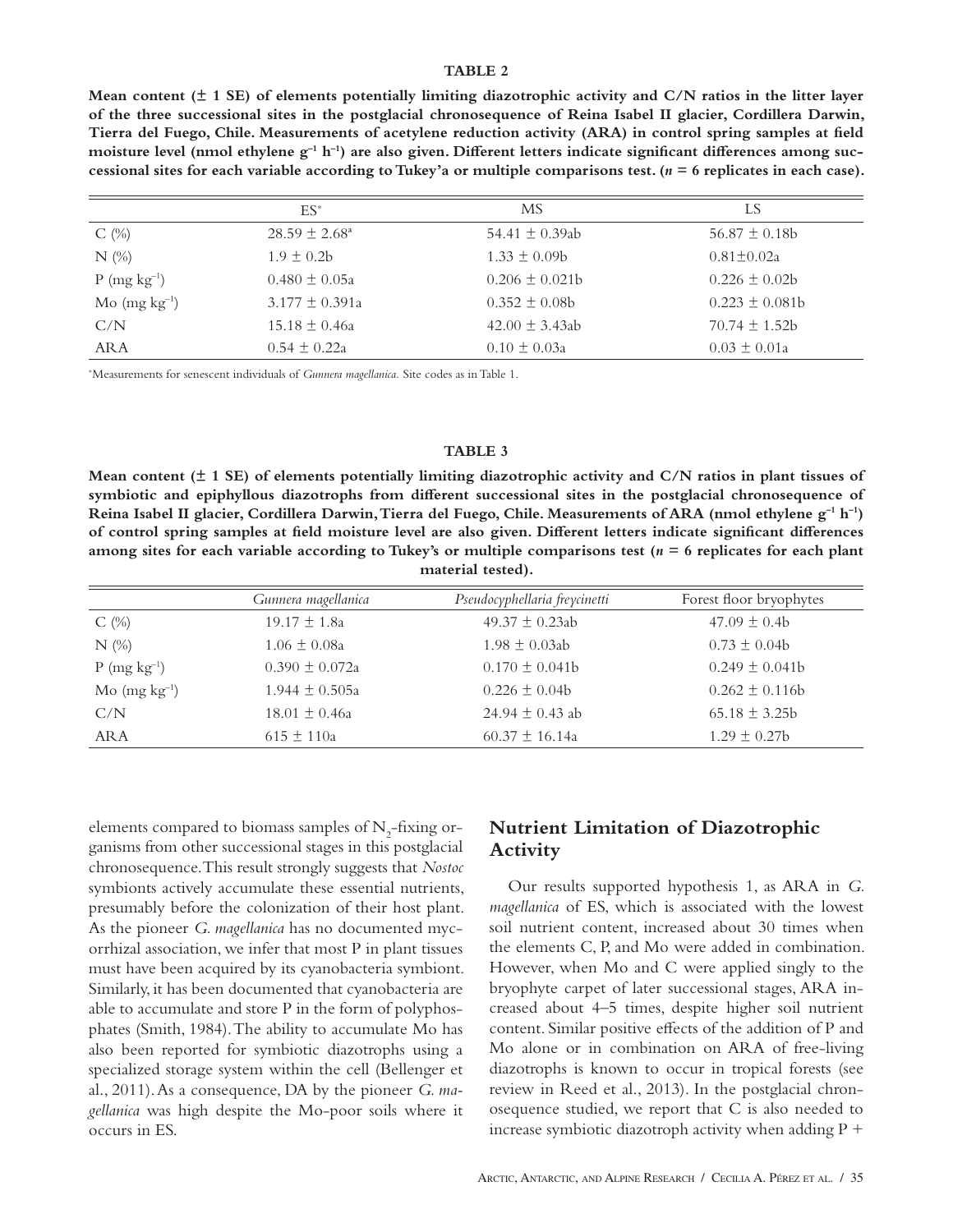**TABLE 2**

**Mean content (± 1 SE) of elements potentially limiting diazotrophic activity and C/N ratios in the litter layer of the three successional sites in the postglacial chronosequence of Reina Isabel II glacier, Cordillera Darwin, Tierra del Fuego, Chile. Measurements of acetylene reduction activity (ARA) in control spring samples at field moisture level (nmol ethylene $g^{-1}$ $h^{-1}$) are also given. Different letters indicate significant differences among successional sites for each variable according to Tukey'a or multiple comparisons test. (*n* = 6 replicates in each case).**

| | ES* | MS | LS |
|---|---|---|---|
| C (%) | 28.59 ± 2.68[a] | 54.41 ± 0.39ab | 56.87 ± 0.18b |
| N (%) | 1.9 ± 0.2b | 1.33 ± 0.09b | 0.81±0.02a |
| P (mg $kg^{-1}$) | 0.480 ± 0.05a | 0.206 ± 0.021b | 0.226 ± 0.02b |
| Mo (mg $kg^{-1}$) | 3.177 ± 0.391a | 0.352 ± 0.08b | 0.223 ± 0.081b |
| C/N | 15.18 ± 0.46a | 42.00 ± 3.43ab | 70.74 ± 1.52b |
| ARA | 0.54 ± 0.22a | 0.10 ± 0.03a | 0.03 ± 0.01a |

*Measurements for senescent individuals of *Gunnera magellanica.* Site codes as in Table 1.

**TABLE 3**

**Mean content (± 1 SE) of elements potentially limiting diazotrophic activity and C/N ratios in plant tissues of symbiotic and epiphyllous diazotrophs from different successional sites in the postglacial chronosequence of Reina Isabel II glacier, Cordillera Darwin, Tierra del Fuego, Chile. Measurements of ARA (nmol ethylene $g^{-1}$ $h^{-1}$) of control spring samples at field moisture level are also given. Different letters indicate significant differences among sites for each variable according to Tukey's or multiple comparisons test (*n* = 6 replicates for each plant material tested).**

| | *Gunnera magellanica* | *Pseudocyphellaria freycinetti* | Forest floor bryophytes |
|---|---|---|---|
| C (%) | 19.17 ± 1.8a | 49.37 ± 0.23ab | 47.09 ± 0.4b |
| N (%) | 1.06 ± 0.08a | 1.98 ± 0.03ab | 0.73 ± 0.04b |
| P (mg $kg^{-1}$) | 0.390 ± 0.072a | 0.170 ± 0.041b | 0.249 ± 0.041b |
| Mo (mg $kg^{-1}$) | 1.944 ± 0.505a | 0.226 ± 0.04b | 0.262 ± 0.116b |
| C/N | 18.01 ± 0.46a | 24.94 ± 0.43 ab | 65.18 ± 3.25b |
| ARA | 615 ± 110a | 60.37 ± 16.14a | 1.29 ± 0.27b |

elements compared to biomass samples of $N_2$-fixing organisms from other successional stages in this postglacial chronosequence. This result strongly suggests that *Nostoc* symbionts actively accumulate these essential nutrients, presumably before the colonization of their host plant. As the pioneer *G. magellanica* has no documented mycorrhizal association, we infer that most P in plant tissues must have been acquired by its cyanobacteria symbiont. Similarly, it has been documented that cyanobacteria are able to accumulate and store P in the form of polyphosphates (Smith, 1984). The ability to accumulate Mo has also been reported for symbiotic diazotrophs using a specialized storage system within the cell (Bellenger et al., 2011). As a consequence, DA by the pioneer *G. magellanica* was high despite the Mo-poor soils where it occurs in ES.

## Nutrient Limitation of Diazotrophic Activity

Our results supported hypothesis 1, as ARA in *G. magellanica* of ES, which is associated with the lowest soil nutrient content, increased about 30 times when the elements C, P, and Mo were added in combination. However, when Mo and C were applied singly to the bryophyte carpet of later successional stages, ARA increased about 4–5 times, despite higher soil nutrient content. Similar positive effects of the addition of P and Mo alone or in combination on ARA of free-living diazotrophs is known to occur in tropical forests (see review in Reed et al., 2013). In the postglacial chronosequence studied, we report that C is also needed to increase symbiotic diazotroph activity when adding P +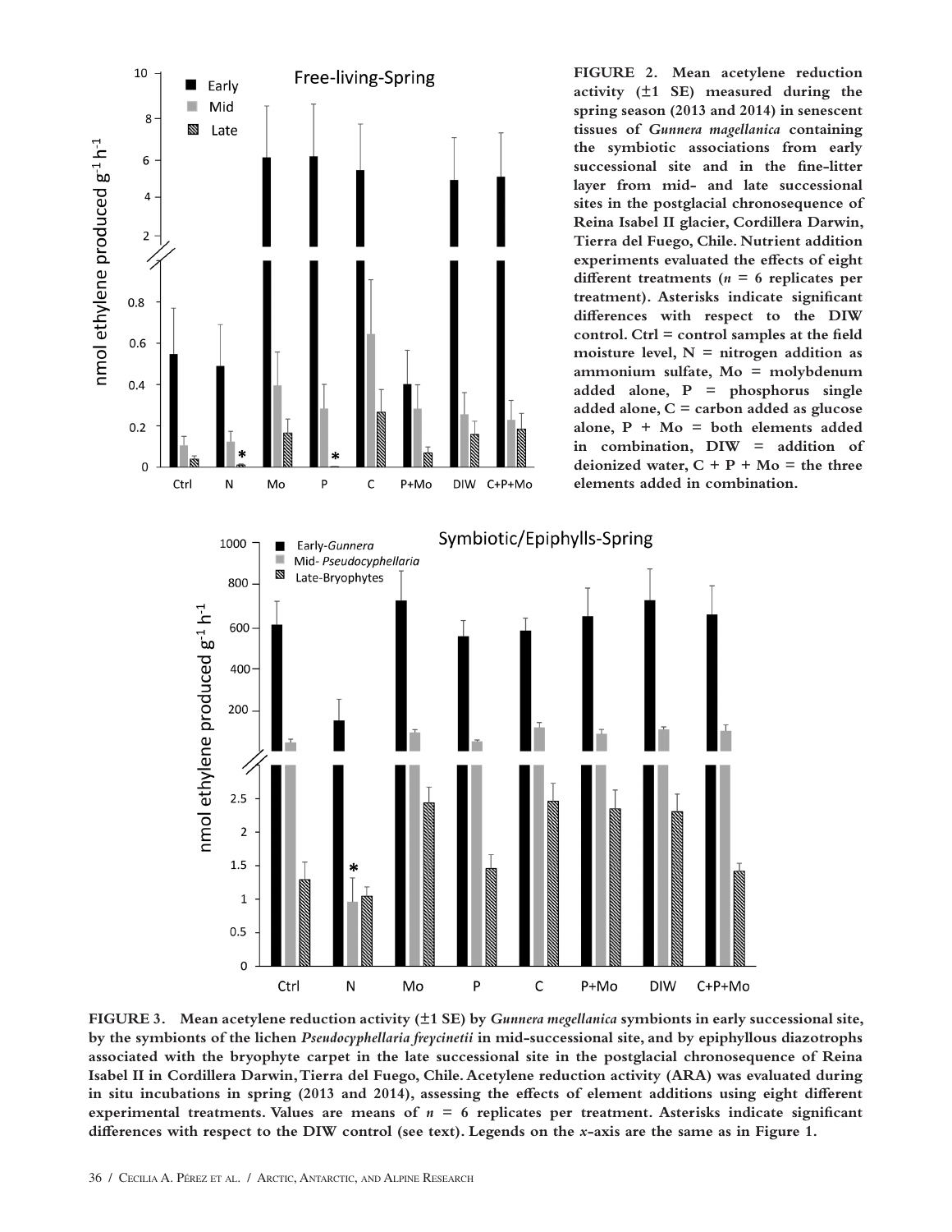**FIGURE 2. Mean acetylene reduction activity (±1 SE) measured during the spring season (2013 and 2014) in senescent tissues of *Gunnera magellanica* containing the symbiotic associations from early successional site and in the fine-litter layer from mid- and late successional sites in the postglacial chronosequence of Reina Isabel II glacier, Cordillera Darwin, Tierra del Fuego, Chile. Nutrient addition experiments evaluated the effects of eight different treatments (*n* = 6 replicates per treatment). Asterisks indicate significant differences with respect to the DIW control. Ctrl = control samples at the field moisture level, N = nitrogen addition as ammonium sulfate, Mo = molybdenum added alone, P = phosphorus single added alone, C = carbon added as glucose alone, P + Mo = both elements added in combination, DIW = addition of deionized water, C + P + Mo = the three elements added in combination.**

**FIGURE 3. Mean acetylene reduction activity (±1 SE) by *Gunnera megellanica* symbionts in early successional site, by the symbionts of the lichen *Pseudocyphellaria freycinetii* in mid-successional site, and by epiphyllous diazotrophs associated with the bryophyte carpet in the late successional site in the postglacial chronosequence of Reina Isabel II in Cordillera Darwin, Tierra del Fuego, Chile. Acetylene reduction activity (ARA) was evaluated during in situ incubations in spring (2013 and 2014), assessing the effects of element additions using eight different experimental treatments. Values are means of *n* = 6 replicates per treatment. Asterisks indicate significant differences with respect to the DIW control (see text). Legends on the *x*-axis are the same as in Figure 1.**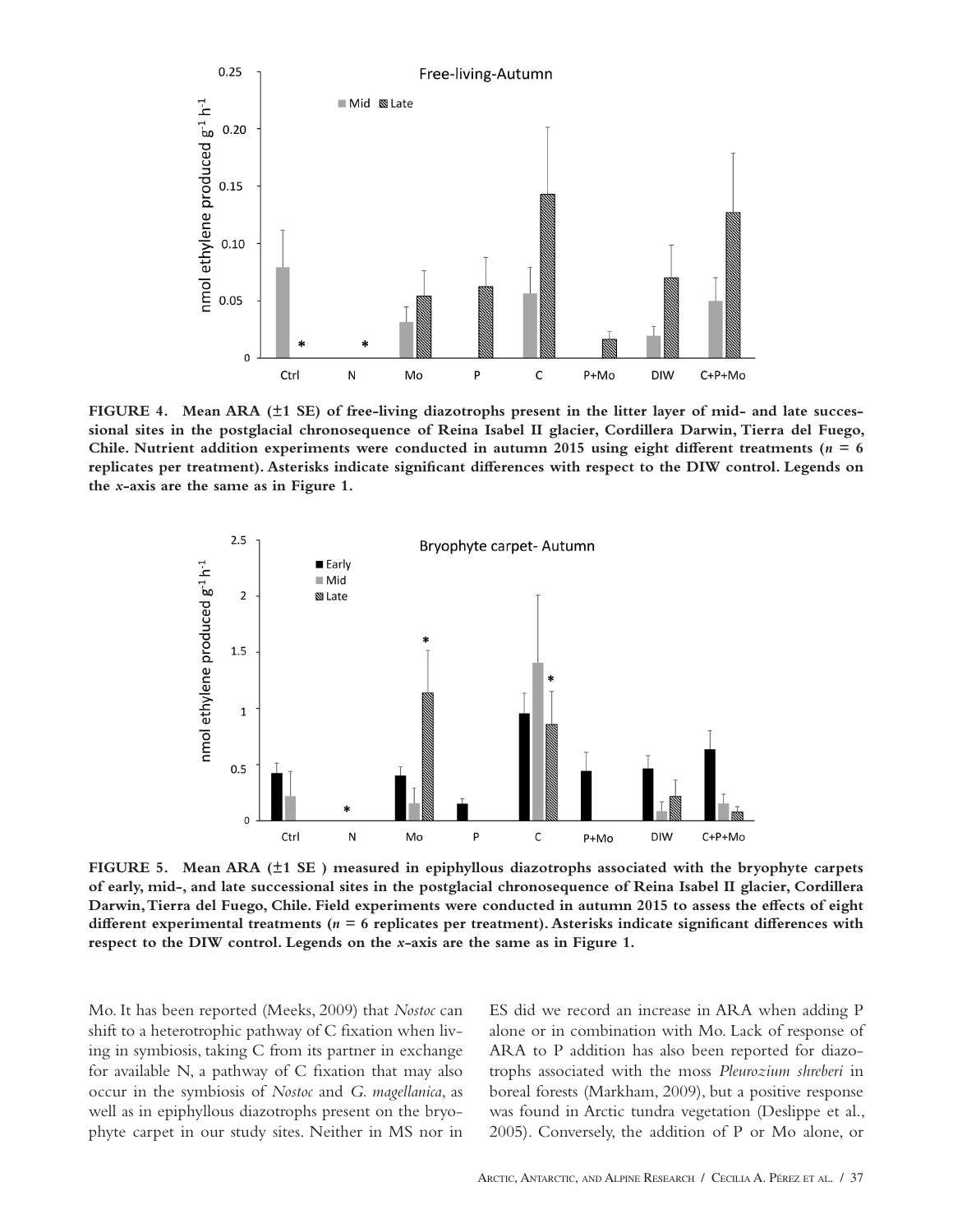FIGURE 4. Mean ARA (±1 SE) of free-living diazotrophs present in the litter layer of mid- and late successional sites in the postglacial chronosequence of Reina Isabel II glacier, Cordillera Darwin, Tierra del Fuego, Chile. Nutrient addition experiments were conducted in autumn 2015 using eight different treatments ($n = 6$ replicates per treatment). Asterisks indicate significant differences with respect to the DIW control. Legends on the *x*-axis are the same as in Figure 1.

FIGURE 5. Mean ARA (±1 SE ) measured in epiphyllous diazotrophs associated with the bryophyte carpets of early, mid-, and late successional sites in the postglacial chronosequence of Reina Isabel II glacier, Cordillera Darwin, Tierra del Fuego, Chile. Field experiments were conducted in autumn 2015 to assess the effects of eight different experimental treatments ($n = 6$ replicates per treatment). Asterisks indicate significant differences with respect to the DIW control. Legends on the *x*-axis are the same as in Figure 1.

Mo. It has been reported (Meeks, 2009) that *Nostoc* can shift to a heterotrophic pathway of C fixation when living in symbiosis, taking C from its partner in exchange for available N, a pathway of C fixation that may also occur in the symbiosis of *Nostoc* and *G. magellanica*, as well as in epiphyllous diazotrophs present on the bryophyte carpet in our study sites. Neither in MS nor in ES did we record an increase in ARA when adding P alone or in combination with Mo. Lack of response of ARA to P addition has also been reported for diazotrophs associated with the moss *Pleurozium shreberi* in boreal forests (Markham, 2009), but a positive response was found in Arctic tundra vegetation (Deslippe et al., 2005). Conversely, the addition of P or Mo alone, or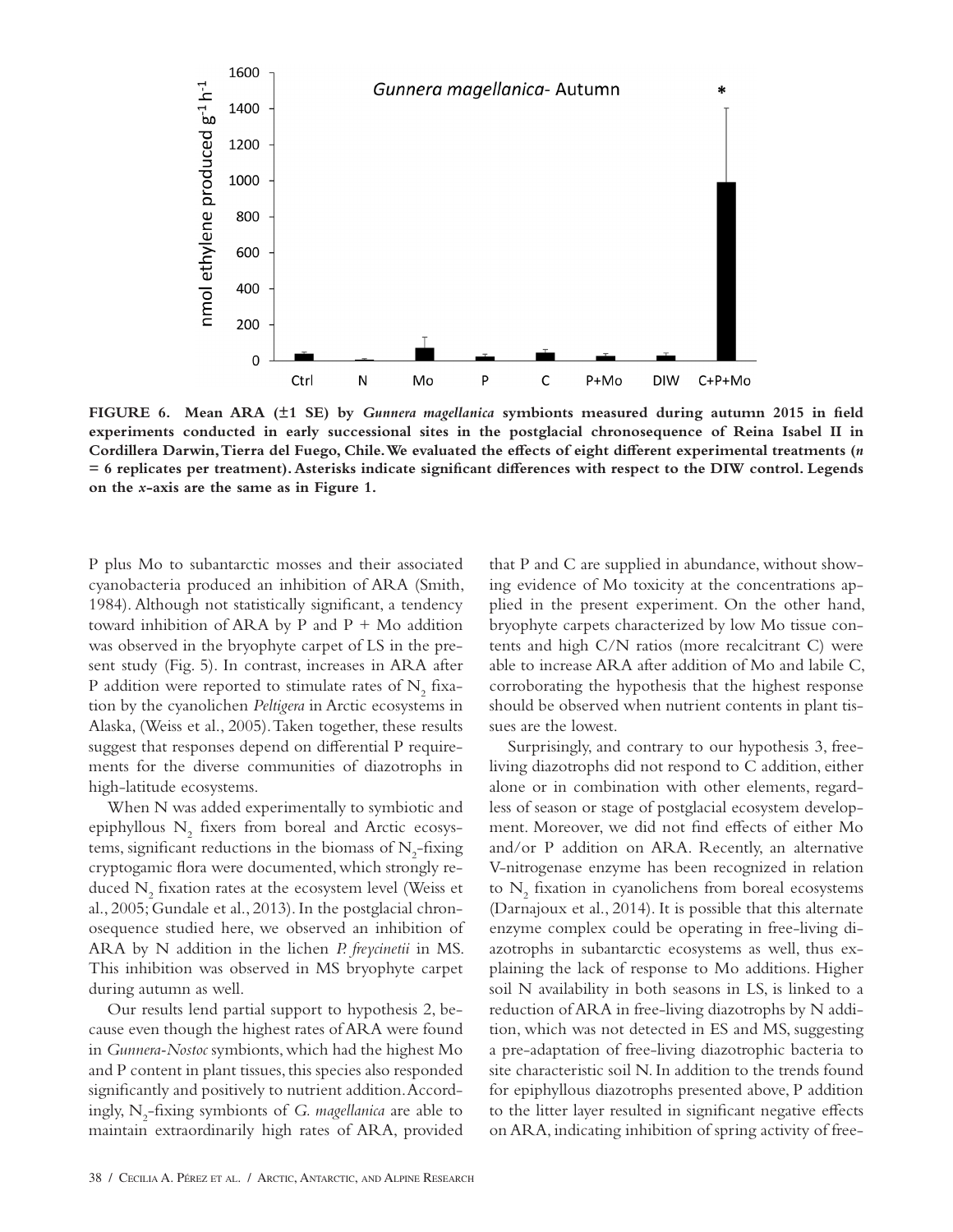**FIGURE 6. Mean ARA (±1 SE) by *Gunnera magellanica* symbionts measured during autumn 2015 in field experiments conducted in early successional sites in the postglacial chronosequence of Reina Isabel II in Cordillera Darwin, Tierra del Fuego, Chile. We evaluated the effects of eight different experimental treatments (*n* = 6 replicates per treatment). Asterisks indicate significant differences with respect to the DIW control. Legends on the *x*-axis are the same as in Figure 1.**

P plus Mo to subantarctic mosses and their associated cyanobacteria produced an inhibition of ARA (Smith, 1984). Although not statistically significant, a tendency toward inhibition of ARA by P and P + Mo addition was observed in the bryophyte carpet of LS in the present study (Fig. 5). In contrast, increases in ARA after P addition were reported to stimulate rates of $N_2$ fixation by the cyanolichen *Peltigera* in Arctic ecosystems in Alaska, (Weiss et al., 2005). Taken together, these results suggest that responses depend on differential P requirements for the diverse communities of diazotrophs in high-latitude ecosystems.

When N was added experimentally to symbiotic and epiphyllous $N_2$ fixers from boreal and Arctic ecosystems, significant reductions in the biomass of $N_2$-fixing cryptogamic flora were documented, which strongly reduced $N_2$ fixation rates at the ecosystem level (Weiss et al., 2005; Gundale et al., 2013). In the postglacial chronosequence studied here, we observed an inhibition of ARA by N addition in the lichen *P. freycinetii* in MS. This inhibition was observed in MS bryophyte carpet during autumn as well.

Our results lend partial support to hypothesis 2, because even though the highest rates of ARA were found in *Gunnera-Nostoc* symbionts, which had the highest Mo and P content in plant tissues, this species also responded significantly and positively to nutrient addition. Accordingly, $N_2$-fixing symbionts of *G. magellanica* are able to maintain extraordinarily high rates of ARA, provided that P and C are supplied in abundance, without showing evidence of Mo toxicity at the concentrations applied in the present experiment. On the other hand, bryophyte carpets characterized by low Mo tissue contents and high C/N ratios (more recalcitrant C) were able to increase ARA after addition of Mo and labile C, corroborating the hypothesis that the highest response should be observed when nutrient contents in plant tissues are the lowest.

Surprisingly, and contrary to our hypothesis 3, free-living diazotrophs did not respond to C addition, either alone or in combination with other elements, regardless of season or stage of postglacial ecosystem development. Moreover, we did not find effects of either Mo and/or P addition on ARA. Recently, an alternative V-nitrogenase enzyme has been recognized in relation to $N_2$ fixation in cyanolichens from boreal ecosystems (Darnajoux et al., 2014). It is possible that this alternate enzyme complex could be operating in free-living diazotrophs in subantarctic ecosystems as well, thus explaining the lack of response to Mo additions. Higher soil N availability in both seasons in LS, is linked to a reduction of ARA in free-living diazotrophs by N addition, which was not detected in ES and MS, suggesting a pre-adaptation of free-living diazotrophic bacteria to site characteristic soil N. In addition to the trends found for epiphyllous diazotrophs presented above, P addition to the litter layer resulted in significant negative effects on ARA, indicating inhibition of spring activity of free-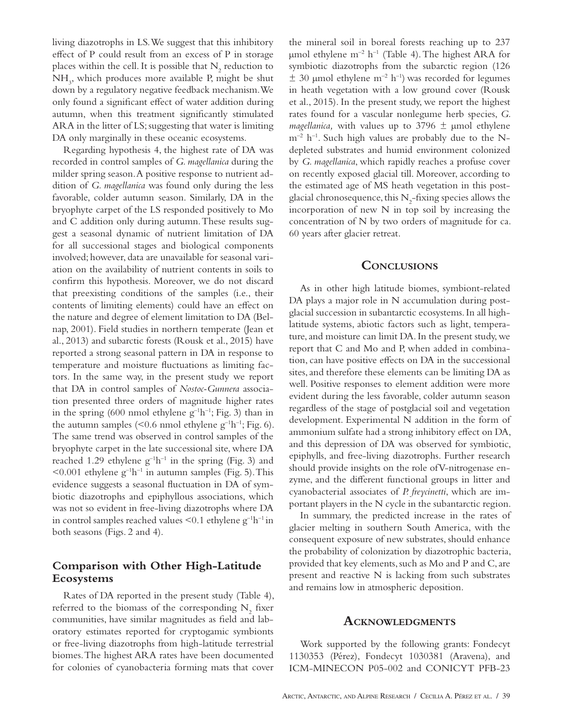living diazotrophs in LS. We suggest that this inhibitory effect of P could result from an excess of P in storage places within the cell. It is possible that $N_2$ reduction to $NH_3$, which produces more available P, might be shut down by a regulatory negative feedback mechanism. We only found a significant effect of water addition during autumn, when this treatment significantly stimulated ARA in the litter of LS; suggesting that water is limiting DA only marginally in these oceanic ecosystems.

Regarding hypothesis 4, the highest rate of DA was recorded in control samples of *G. magellanica* during the milder spring season. A positive response to nutrient addition of *G. magellanica* was found only during the less favorable, colder autumn season. Similarly, DA in the bryophyte carpet of the LS responded positively to Mo and C addition only during autumn. These results suggest a seasonal dynamic of nutrient limitation of DA for all successional stages and biological components involved; however, data are unavailable for seasonal variation on the availability of nutrient contents in soils to confirm this hypothesis. Moreover, we do not discard that preexisting conditions of the samples (i.e., their contents of limiting elements) could have an effect on the nature and degree of element limitation to DA (Belnap, 2001). Field studies in northern temperate (Jean et al., 2013) and subarctic forests (Rousk et al., 2015) have reported a strong seasonal pattern in DA in response to temperature and moisture fluctuations as limiting factors. In the same way, in the present study we report that DA in control samples of *Nostoc-Gunnera* association presented three orders of magnitude higher rates in the spring (600 nmol ethylene $g^{-1}h^{-1}$; Fig. 3) than in the autumn samples (<0.6 nmol ethylene $g^{-1}h^{-1}$; Fig. 6). The same trend was observed in control samples of the bryophyte carpet in the late successional site, where DA reached 1.29 ethylene $g^{-1}h^{-1}$ in the spring (Fig. 3) and <0.001 ethylene $g^{-1}h^{-1}$ in autumn samples (Fig. 5). This evidence suggests a seasonal fluctuation in DA of symbiotic diazotrophs and epiphyllous associations, which was not so evident in free-living diazotrophs where DA in control samples reached values <0.1 ethylene $g^{-1}h^{-1}$ in both seasons (Figs. 2 and 4).

## Comparison with Other High-Latitude Ecosystems

Rates of DA reported in the present study (Table 4), referred to the biomass of the corresponding $N_2$ fixer communities, have similar magnitudes as field and laboratory estimates reported for cryptogamic symbionts or free-living diazotrophs from high-latitude terrestrial biomes. The highest ARA rates have been documented for colonies of cyanobacteria forming mats that cover the mineral soil in boreal forests reaching up to 237 μmol ethylene $m^{-2}$ $h^{-1}$ (Table 4). The highest ARA for symbiotic diazotrophs from the subarctic region (126 ± 30 μmol ethylene $m^{-2}$ $h^{-1}$) was recorded for legumes in heath vegetation with a low ground cover (Rousk et al., 2015). In the present study, we report the highest rates found for a vascular nonlegume herb species, *G. magellanica,* with values up to 3796 ± μmol ethylene $m^{-2}$ $h^{-1}$. Such high values are probably due to the N-depleted substrates and humid environment colonized by *G. magellanica*, which rapidly reaches a profuse cover on recently exposed glacial till. Moreover, according to the estimated age of MS heath vegetation in this postglacial chronosequence, this $N_2$-fixing species allows the incorporation of new N in top soil by increasing the concentration of N by two orders of magnitude for ca. 60 years after glacier retreat.

# Conclusions

As in other high latitude biomes, symbiont-related DA plays a major role in N accumulation during postglacial succession in subantarctic ecosystems. In all high-latitude systems, abiotic factors such as light, temperature, and moisture can limit DA. In the present study, we report that C and Mo and P, when added in combination, can have positive effects on DA in the successional sites, and therefore these elements can be limiting DA as well. Positive responses to element addition were more evident during the less favorable, colder autumn season regardless of the stage of postglacial soil and vegetation development. Experimental N addition in the form of ammonium sulfate had a strong inhibitory effect on DA, and this depression of DA was observed for symbiotic, epiphylls, and free-living diazotrophs. Further research should provide insights on the role of V-nitrogenase enzyme, and the different functional groups in litter and cyanobacterial associates of *P. freycinetti*, which are important players in the N cycle in the subantarctic region.

In summary, the predicted increase in the rates of glacier melting in southern South America, with the consequent exposure of new substrates, should enhance the probability of colonization by diazotrophic bacteria, provided that key elements, such as Mo and P and C, are present and reactive N is lacking from such substrates and remains low in atmospheric deposition.

# Acknowledgments

Work supported by the following grants: Fondecyt 1130353 (Pérez), Fondecyt 1030381 (Aravena), and ICM-MINECON P05-002 and CONICYT PFB-23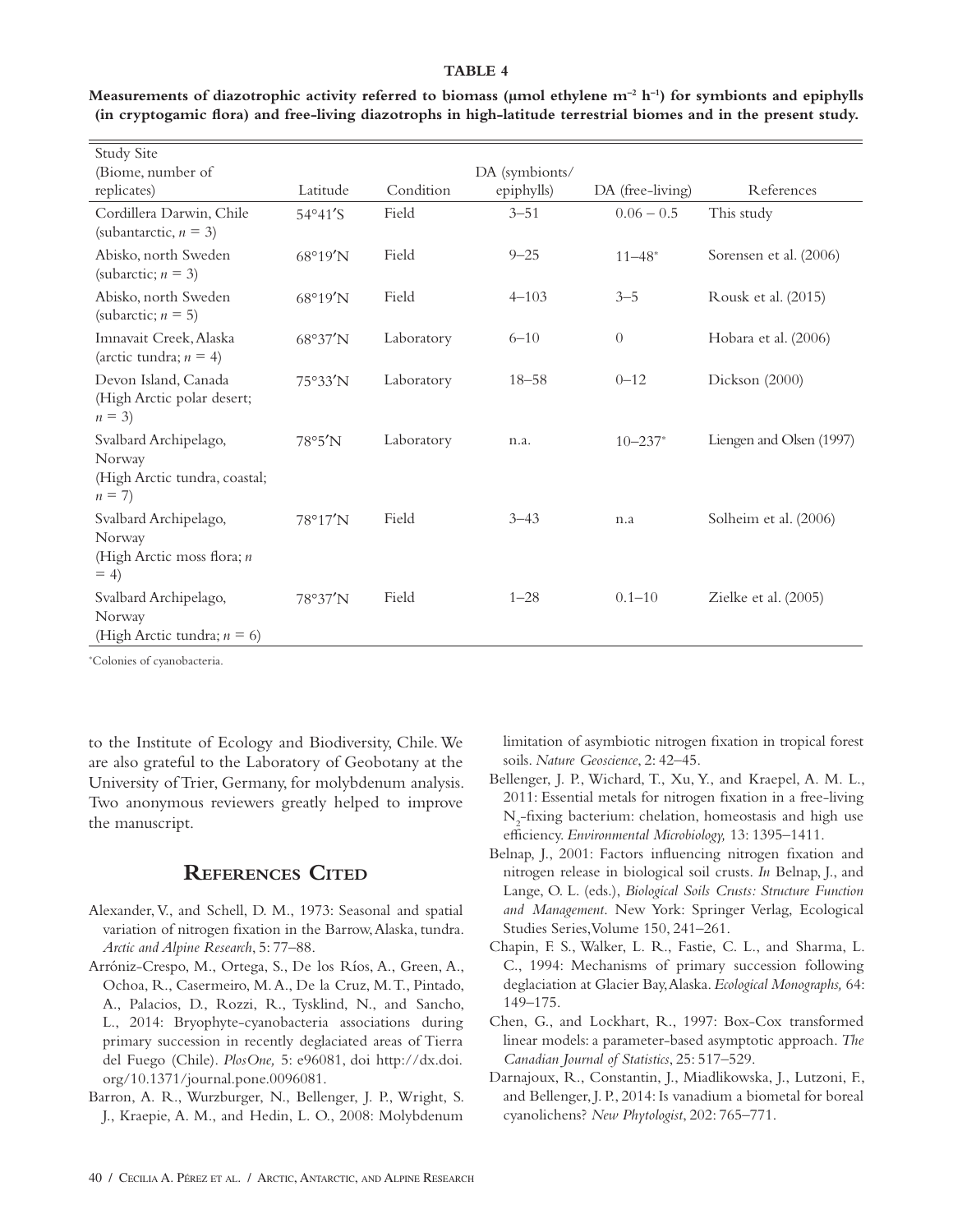**TABLE 4**

**Measurements of diazotrophic activity referred to biomass (µmol ethylene $m^{-2}$ $h^{-1}$) for symbionts and epiphylls (in cryptogamic flora) and free-living diazotrophs in high-latitude terrestrial biomes and in the present study.**

| Study Site (Biome, number of replicates) | Latitude | Condition | DA (symbionts/ epiphylls) | DA (free-living) | References |
|---|---|---|---|---|---|
| Cordillera Darwin, Chile (subantarctic, $n$ = 3) | 54°41′S | Field | 3–51 | 0.06 – 0.5 | This study |
| Abisko, north Sweden (subarctic; $n$ = 3) | 68°19′N | Field | 9–25 | 11–48* | Sorensen et al. (2006) |
| Abisko, north Sweden (subarctic; $n$ = 5) | 68°19′N | Field | 4–103 | 3–5 | Rousk et al. (2015) |
| Imnavait Creek, Alaska (arctic tundra; $n$ = 4) | 68°37′N | Laboratory | 6–10 | 0 | Hobara et al. (2006) |
| Devon Island, Canada (High Arctic polar desert; $n$ = 3) | 75°33′N | Laboratory | 18–58 | 0–12 | Dickson (2000) |
| Svalbard Archipelago, Norway (High Arctic tundra, coastal; $n$ = 7) | 78°5′N | Laboratory | n.a. | 10–237* | Liengen and Olsen (1997) |
| Svalbard Archipelago, Norway (High Arctic moss flora; $n$ = 4) | 78°17′N | Field | 3–43 | n.a | Solheim et al. (2006) |
| Svalbard Archipelago, Norway (High Arctic tundra; $n$ = 6) | 78°37′N | Field | 1–28 | 0.1–10 | Zielke et al. (2005) |

*Colonies of cyanobacteria.

to the Institute of Ecology and Biodiversity, Chile. We are also grateful to the Laboratory of Geobotany at the University of Trier, Germany, for molybdenum analysis. Two anonymous reviewers greatly helped to improve the manuscript.

## References Cited

Alexander, V., and Schell, D. M., 1973: Seasonal and spatial variation of nitrogen fixation in the Barrow, Alaska, tundra. *Arctic and Alpine Research*, 5: 77–88.

Arróniz-Crespo, M., Ortega, S., De los Ríos, A., Green, A., Ochoa, R., Casermeiro, M. A., De la Cruz, M. T., Pintado, A., Palacios, D., Rozzi, R., Tysklind, N., and Sancho, L., 2014: Bryophyte-cyanobacteria associations during primary succession in recently deglaciated areas of Tierra del Fuego (Chile). *PlosOne,* 5: e96081, doi http://dx.doi.org/10.1371/journal.pone.0096081.

Barron, A. R., Wurzburger, N., Bellenger, J. P., Wright, S. J., Kraepie, A. M., and Hedin, L. O., 2008: Molybdenum limitation of asymbiotic nitrogen fixation in tropical forest soils. *Nature Geoscience*, 2: 42–45.

Bellenger, J. P., Wichard, T., Xu, Y., and Kraepel, A. M. L., 2011: Essential metals for nitrogen fixation in a free-living $N_2$-fixing bacterium: chelation, homeostasis and high use efficiency. *Environmental Microbiology,* 13: 1395–1411.

Belnap, J., 2001: Factors influencing nitrogen fixation and nitrogen release in biological soil crusts. *In* Belnap, J., and Lange, O. L. (eds.), *Biological Soils Crusts: Structure Function and Management*. New York: Springer Verlag, Ecological Studies Series, Volume 150, 241–261.

Chapin, F. S., Walker, L. R., Fastie, C. L., and Sharma, L. C., 1994: Mechanisms of primary succession following deglaciation at Glacier Bay, Alaska. *Ecological Monographs,* 64: 149–175.

Chen, G., and Lockhart, R., 1997: Box-Cox transformed linear models: a parameter-based asymptotic approach. *The Canadian Journal of Statistics*, 25: 517–529.

Darnajoux, R., Constantin, J., Miadlikowska, J., Lutzoni, F., and Bellenger, J. P., 2014: Is vanadium a biometal for boreal cyanolichens? *New Phytologist*, 202: 765–771.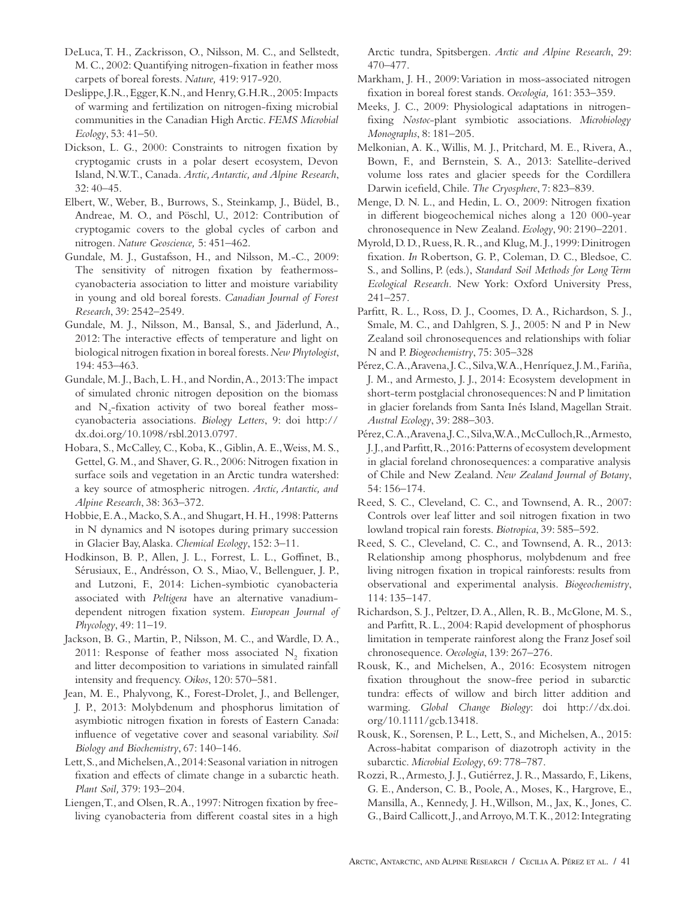DeLuca, T. H., Zackrisson, O., Nilsson, M. C., and Sellstedt, M. C., 2002: Quantifying nitrogen-fixation in feather moss carpets of boreal forests. *Nature,* 419: 917-920.

Deslippe, J. R., Egger, K. N., and Henry, G. H. R., 2005: Impacts of warming and fertilization on nitrogen-fixing microbial communities in the Canadian High Arctic. *FEMS Microbial Ecology*, 53: 41–50.

Dickson, L. G., 2000: Constraints to nitrogen fixation by cryptogamic crusts in a polar desert ecosystem, Devon Island, N.W.T., Canada. *Arctic, Antarctic, and Alpine Research*, 32: 40–45.

Elbert, W., Weber, B., Burrows, S., Steinkamp, J., Büdel, B., Andreae, M. O., and Pöschl, U., 2012: Contribution of cryptogamic covers to the global cycles of carbon and nitrogen. *Nature Geoscience,* 5: 451–462.

Gundale, M. J., Gustafsson, H., and Nilsson, M.-C., 2009: The sensitivity of nitrogen fixation by feathermoss-cyanobacteria association to litter and moisture variability in young and old boreal forests. *Canadian Journal of Forest Research*, 39: 2542–2549.

Gundale, M. J., Nilsson, M., Bansal, S., and Jäderlund, A., 2012: The interactive effects of temperature and light on biological nitrogen fixation in boreal forests. *New Phytologist*, 194: 453–463.

Gundale, M. J., Bach, L. H., and Nordin, A., 2013: The impact of simulated chronic nitrogen deposition on the biomass and $N_2$-fixation activity of two boreal feather moss-cyanobacteria associations. *Biology Letters*, 9: doi http://dx.doi.org/10.1098/rsbl.2013.0797.

Hobara, S., McCalley, C., Koba, K., Giblin, A. E., Weiss, M. S., Gettel, G. M., and Shaver, G. R., 2006: Nitrogen fixation in surface soils and vegetation in an Arctic tundra watershed: a key source of atmospheric nitrogen. *Arctic, Antarctic, and Alpine Research*, 38: 363–372.

Hobbie, E. A., Macko, S. A., and Shugart, H. H., 1998: Patterns in N dynamics and N isotopes during primary succession in Glacier Bay, Alaska. *Chemical Ecology*, 152: 3–11.

Hodkinson, B. P., Allen, J. L., Forrest, L. L., Goffinet, B., Sérusiaux, E., Andrésson, O. S., Miao, V., Bellenguer, J. P., and Lutzoni, F., 2014: Lichen-symbiotic cyanobacteria associated with *Peltigera* have an alternative vanadium-dependent nitrogen fixation system. *European Journal of Phycology*, 49: 11–19.

Jackson, B. G., Martin, P., Nilsson, M. C., and Wardle, D. A., 2011: Response of feather moss associated $N_2$ fixation and litter decomposition to variations in simulated rainfall intensity and frequency. *Oikos*, 120: 570–581.

Jean, M. E., Phalyvong, K., Forest-Drolet, J., and Bellenger, J. P., 2013: Molybdenum and phosphorus limitation of asymbiotic nitrogen fixation in forests of Eastern Canada: influence of vegetative cover and seasonal variability. *Soil Biology and Biochemistry*, 67: 140–146.

Lett, S., and Michelsen, A., 2014: Seasonal variation in nitrogen fixation and effects of climate change in a subarctic heath. *Plant Soil,* 379: 193–204.

Liengen, T., and Olsen, R. A., 1997: Nitrogen fixation by free-living cyanobacteria from different coastal sites in a high Arctic tundra, Spitsbergen. *Arctic and Alpine Research*, 29: 470–477.

Markham, J. H., 2009: Variation in moss-associated nitrogen fixation in boreal forest stands. *Oecologia,* 161: 353–359.

Meeks, J. C., 2009: Physiological adaptations in nitrogen-fixing *Nostoc*-plant symbiotic associations. *Microbiology Monographs*, 8: 181–205.

Melkonian, A. K., Willis, M. J., Pritchard, M. E., Rivera, A., Bown, F., and Bernstein, S. A., 2013: Satellite-derived volume loss rates and glacier speeds for the Cordillera Darwin icefield, Chile. *The Cryosphere*, 7: 823–839.

Menge, D. N. L., and Hedin, L. O., 2009: Nitrogen fixation in different biogeochemical niches along a 120 000-year chronosequence in New Zealand. *Ecology*, 90: 2190–2201.

Myrold, D. D., Ruess, R. R., and Klug, M. J., 1999: Dinitrogen fixation. *In* Robertson, G. P., Coleman, D. C., Bledsoe, C. S., and Sollins, P. (eds.), *Standard Soil Methods for Long Term Ecological Research*. New York: Oxford University Press, 241–257.

Parfitt, R. L., Ross, D. J., Coomes, D. A., Richardson, S. J., Smale, M. C., and Dahlgren, S. J., 2005: N and P in New Zealand soil chronosequences and relationships with foliar N and P. *Biogeochemistry*, 75: 305–328

Pérez, C. A., Aravena, J. C., Silva, W. A., Henríquez, J. M., Fariña, J. M., and Armesto, J. J., 2014: Ecosystem development in short-term postglacial chronosequences: N and P limitation in glacier forelands from Santa Inés Island, Magellan Strait. *Austral Ecology*, 39: 288–303.

Pérez, C. A., Aravena, J. C., Silva, W. A., McCulloch, R., Armesto, J. J., and Parfitt, R., 2016: Patterns of ecosystem development in glacial foreland chronosequences: a comparative analysis of Chile and New Zealand. *New Zealand Journal of Botany*, 54: 156–174.

Reed, S. C., Cleveland, C. C., and Townsend, A. R., 2007: Controls over leaf litter and soil nitrogen fixation in two lowland tropical rain forests. *Biotropica*, 39: 585–592.

Reed, S. C., Cleveland, C. C., and Townsend, A. R., 2013: Relationship among phosphorus, molybdenum and free living nitrogen fixation in tropical rainforests: results from observational and experimental analysis. *Biogeochemistry*, 114: 135–147.

Richardson, S. J., Peltzer, D. A., Allen, R. B., McGlone, M. S., and Parfitt, R. L., 2004: Rapid development of phosphorus limitation in temperate rainforest along the Franz Josef soil chronosequence. *Oecologia*, 139: 267–276.

Rousk, K., and Michelsen, A., 2016: Ecosystem nitrogen fixation throughout the snow-free period in subarctic tundra: effects of willow and birch litter addition and warming. *Global Change Biology*: doi http://dx.doi.org/10.1111/gcb.13418.

Rousk, K., Sorensen, P. L., Lett, S., and Michelsen, A., 2015: Across-habitat comparison of diazotroph activity in the subarctic. *Microbial Ecology*, 69: 778–787.

Rozzi, R., Armesto, J. J., Gutiérrez, J. R., Massardo, F., Likens, G. E., Anderson, C. B., Poole, A., Moses, K., Hargrove, E., Mansilla, A., Kennedy, J. H., Willson, M., Jax, K., Jones, C. G., Baird Callicott, J., and Arroyo, M. T. K., 2012: Integrating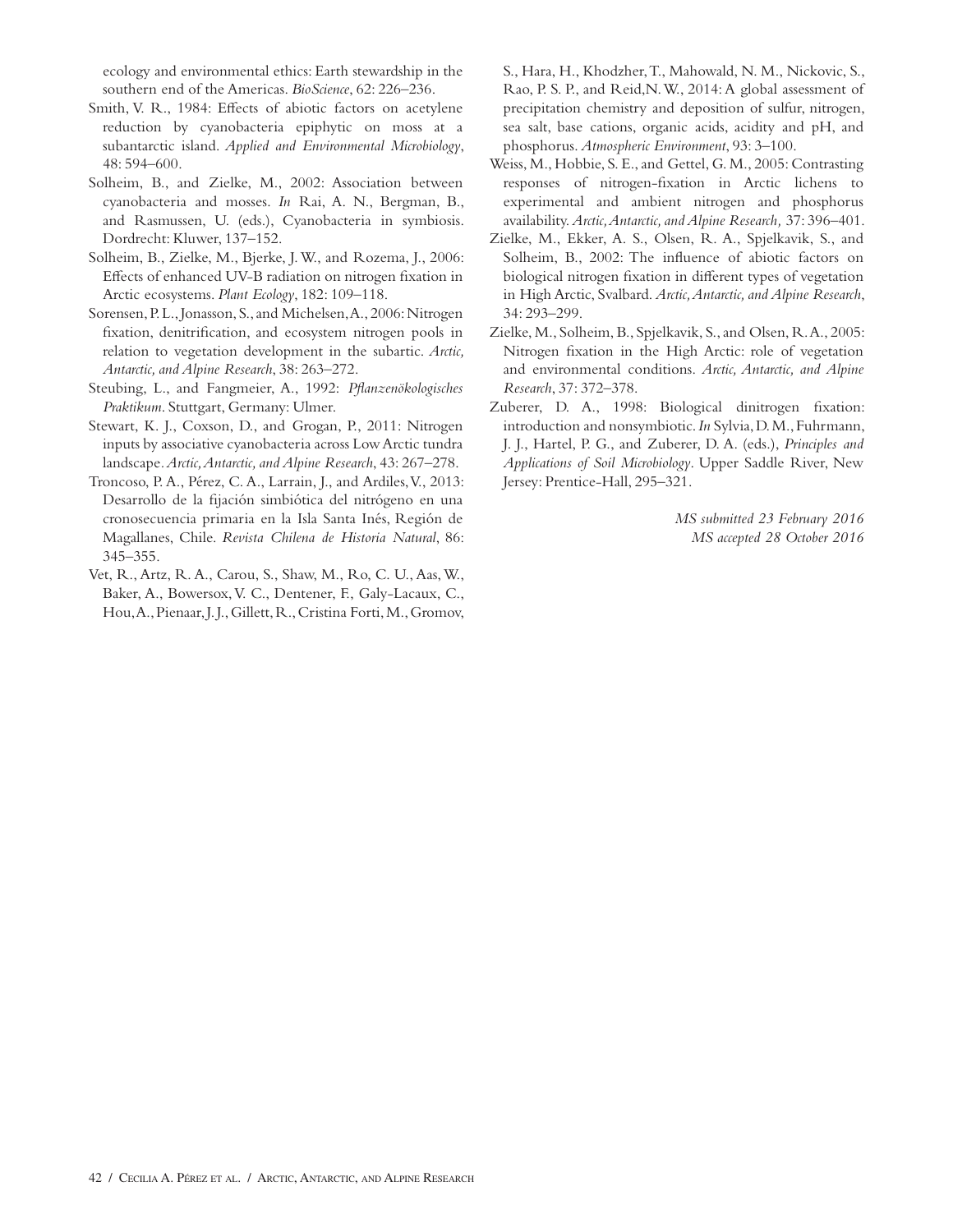ecology and environmental ethics: Earth stewardship in the southern end of the Americas. *BioScience*, 62: 226–236.

Smith, V. R., 1984: Effects of abiotic factors on acetylene reduction by cyanobacteria epiphytic on moss at a subantarctic island. *Applied and Environmental Microbiology*, 48: 594–600.

Solheim, B., and Zielke, M., 2002: Association between cyanobacteria and mosses. *In* Rai, A. N., Bergman, B., and Rasmussen, U. (eds.), Cyanobacteria in symbiosis. Dordrecht: Kluwer, 137–152.

Solheim, B., Zielke, M., Bjerke, J. W., and Rozema, J., 2006: Effects of enhanced UV-B radiation on nitrogen fixation in Arctic ecosystems. *Plant Ecology*, 182: 109–118.

Sorensen, P. L., Jonasson, S., and Michelsen, A., 2006: Nitrogen fixation, denitrification, and ecosystem nitrogen pools in relation to vegetation development in the subartic. *Arctic, Antarctic, and Alpine Research*, 38: 263–272.

Steubing, L., and Fangmeier, A., 1992: *Pflanzenökologisches Praktikum*. Stuttgart, Germany: Ulmer.

Stewart, K. J., Coxson, D., and Grogan, P., 2011: Nitrogen inputs by associative cyanobacteria across Low Arctic tundra landscape. *Arctic, Antarctic, and Alpine Research*, 43: 267–278.

Troncoso, P. A., Pérez, C. A., Larrain, J., and Ardiles, V., 2013: Desarrollo de la fijación simbiótica del nitrógeno en una cronosecuencia primaria en la Isla Santa Inés, Región de Magallanes, Chile. *Revista Chilena de Historia Natural*, 86: 345–355.

Vet, R., Artz, R. A., Carou, S., Shaw, M., Ro, C. U., Aas, W., Baker, A., Bowersox, V. C., Dentener, F., Galy-Lacaux, C., Hou, A., Pienaar, J. J., Gillett, R., Cristina Forti, M., Gromov, S., Hara, H., Khodzher, T., Mahowald, N. M., Nickovic, S., Rao, P. S. P., and Reid, N. W., 2014: A global assessment of precipitation chemistry and deposition of sulfur, nitrogen, sea salt, base cations, organic acids, acidity and pH, and phosphorus. *Atmospheric Environment*, 93: 3–100.

Weiss, M., Hobbie, S. E., and Gettel, G. M., 2005: Contrasting responses of nitrogen-fixation in Arctic lichens to experimental and ambient nitrogen and phosphorus availability. *Arctic, Antarctic, and Alpine Research,* 37: 396–401.

Zielke, M., Ekker, A. S., Olsen, R. A., Spjelkavik, S., and Solheim, B., 2002: The influence of abiotic factors on biological nitrogen fixation in different types of vegetation in High Arctic, Svalbard. *Arctic, Antarctic, and Alpine Research*, 34: 293–299.

Zielke, M., Solheim, B., Spjelkavik, S., and Olsen, R. A., 2005: Nitrogen fixation in the High Arctic: role of vegetation and environmental conditions. *Arctic, Antarctic, and Alpine Research*, 37: 372–378.

Zuberer, D. A., 1998: Biological dinitrogen fixation: introduction and nonsymbiotic. *In* Sylvia, D. M., Fuhrmann, J. J., Hartel, P. G., and Zuberer, D. A. (eds.), *Principles and Applications of Soil Microbiology*. Upper Saddle River, New Jersey: Prentice-Hall, 295–321.

*MS submitted 23 February 2016*
*MS accepted 28 October 2016*